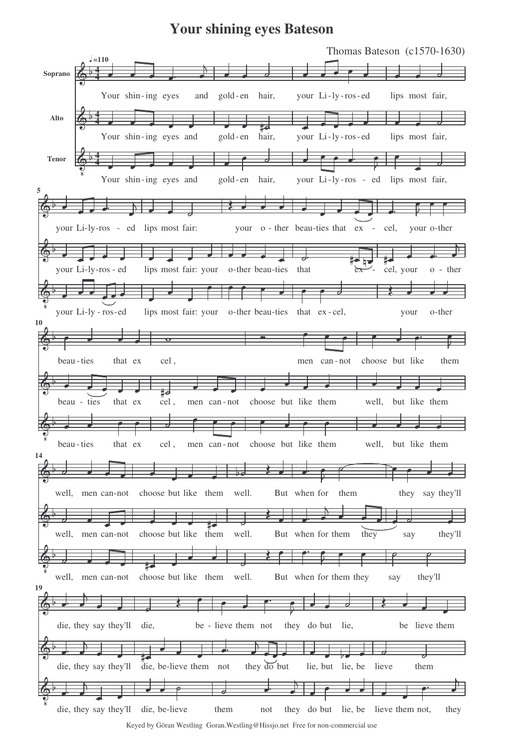# Your shining eyes Bateson

Thomas Bateson (c1570-1630)

♩=110

**Soprano**

Your shin-ing eyes and gold-en hair, your Li-ly-ros-ed lips most fair, your Li-ly-ros - ed lips most fair: your o - ther beau-ties that ex - cel, your o-ther beau - ties that ex cel, men can-not choose but like them well, men can-not choose but like them well. But when for them they say they'll die, they say they'll die, be - lieve them not they do but lie, be lieve them

**Alto**

Your shin-ing eyes and gold-en hair, your Li-ly-ros-ed lips most fair, your Li-ly-ros - ed lips most fair: your o-ther beau-ties that ex - cel, your o - ther beau - ties that ex cel, men can-not choose but like them well, but like them well, men can-not choose but like them well. But when for them they say they'll die, they say they'll die, be-lieve them not they do but lie, but lie, be lieve them

**Tenor**

Your shin-ing eyes and gold-en hair, your Li-ly-ros - ed lips most fair, your Li-ly - ros-ed lips most fair: your o-ther beau-ties that ex-cel, your o-ther beau-ties that ex cel, men can-not choose but like them well, but like them well, men can-not choose but like them well. But when for them they say they'll die, they say they'll die, be-lieve them not they do but lie, be lieve them not, they

Keyed by Göran Westling Goran.Westling@Hissjo.net Free for non-commercial use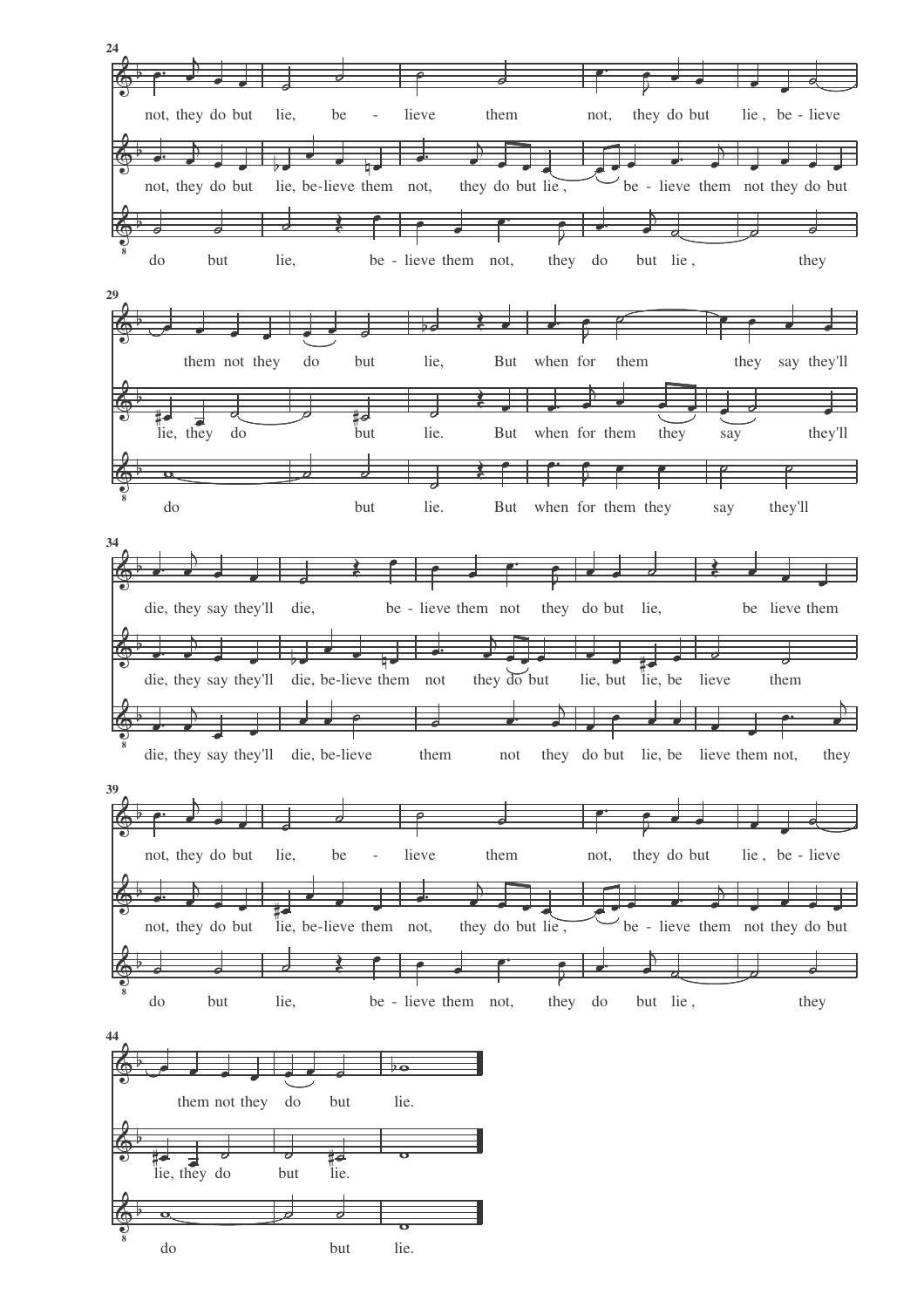24

not, they do but lie, be - lieve them not, they do but lie, be - lieve

not, they do but lie, be-lieve them not, they do but lie, be - lieve them not they do but

do but lie, be - lieve them not, they do but lie, they

29

them not they do but lie, But when for them they say they'll

lie, they do but lie. But when for them they say they'll

do but lie. But when for them they say they'll

34

die, they say they'll die, be - lieve them not they do but lie, be lieve them

die, they say they'll die, be-lieve them not they do but lie, but lie, be lieve them

die, they say they'll die, be-lieve them not they do but lie, be lieve them not, they

39

not, they do but lie, be - lieve them not, they do but lie, be - lieve

not, they do but lie, be-lieve them not, they do but lie, be - lieve them not they do but

do but lie, be - lieve them not, they do but lie, they

44

them not they do but lie.

lie, they do but lie.

do but lie.